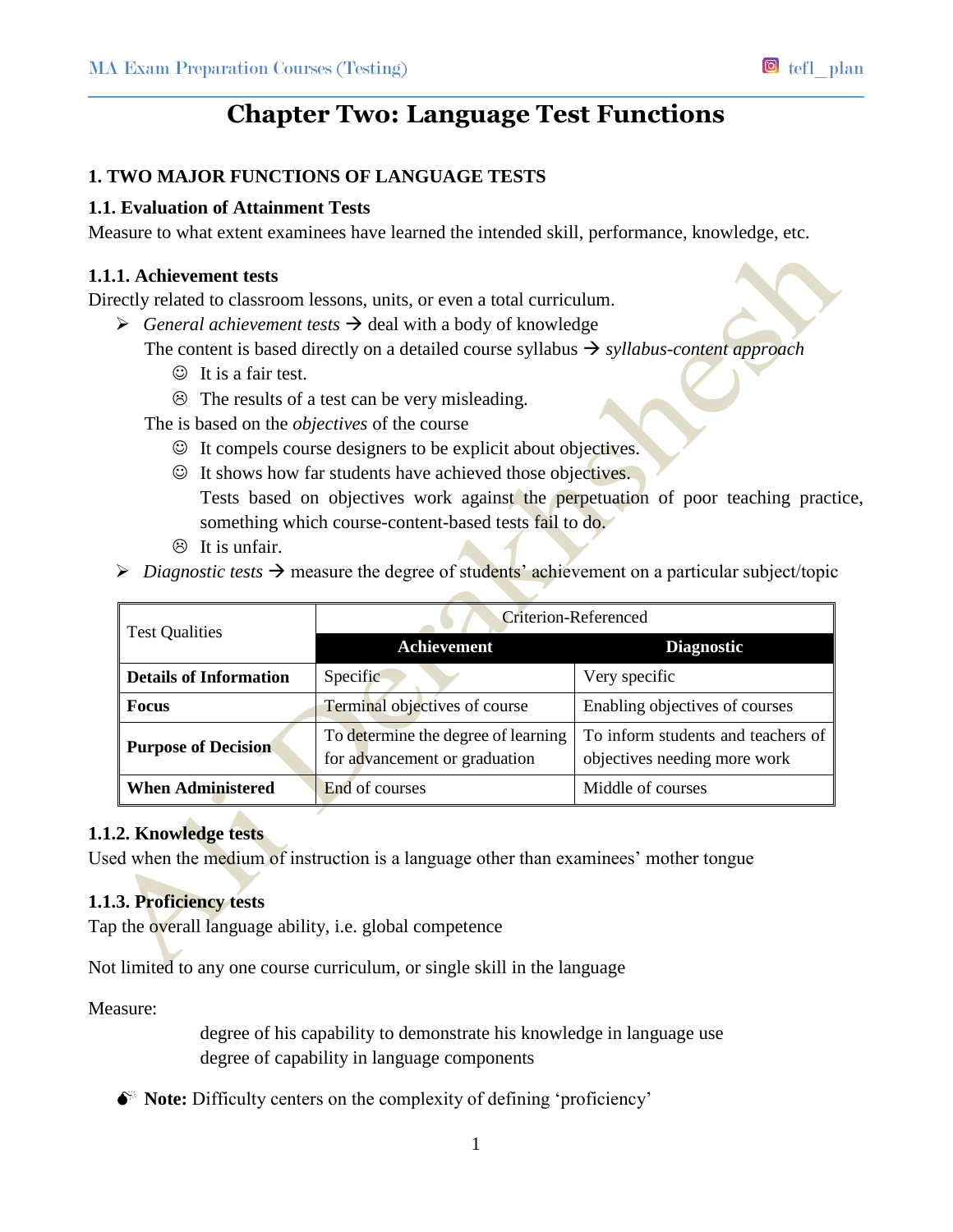# Chapter Two: Language Test Functions

## 1. TWO MAJOR FUNCTIONS OF LANGUAGE TESTS

### 1.1. Evaluation of Attainment Tests

Measure to what extent examinees have learned the intended skill, performance, knowledge, etc.

### 1.1.1. Achievement tests

Directly related to classroom lessons, units, or even a total curriculum.

- *General achievement tests* → deal with a body of knowledge

  The content is based directly on a detailed course syllabus → *syllabus-content approach*

  - ☺ It is a fair test.
  - ☹ The results of a test can be very misleading.

  The is based on the *objectives* of the course

  - ☺ It compels course designers to be explicit about objectives.
  - ☺ It shows how far students have achieved those objectives.

    Tests based on objectives work against the perpetuation of poor teaching practice, something which course-content-based tests fail to do.
  - ☹ It is unfair.
- *Diagnostic tests* → measure the degree of students' achievement on a particular subject/topic

| Test Qualities | Criterion-Referenced | |
|---|---|---|
| | **Achievement** | **Diagnostic** |
| **Details of Information** | Specific | Very specific |
| **Focus** | Terminal objectives of course | Enabling objectives of courses |
| **Purpose of Decision** | To determine the degree of learning for advancement or graduation | To inform students and teachers of objectives needing more work |
| **When Administered** | End of courses | Middle of courses |

### 1.1.2. Knowledge tests

Used when the medium of instruction is a language other than examinees' mother tongue

### 1.1.3. Proficiency tests

Tap the overall language ability, i.e. global competence

Not limited to any one course curriculum, or single skill in the language

Measure:

degree of his capability to demonstrate his knowledge in language use
degree of capability in language components

**Note:** Difficulty centers on the complexity of defining 'proficiency'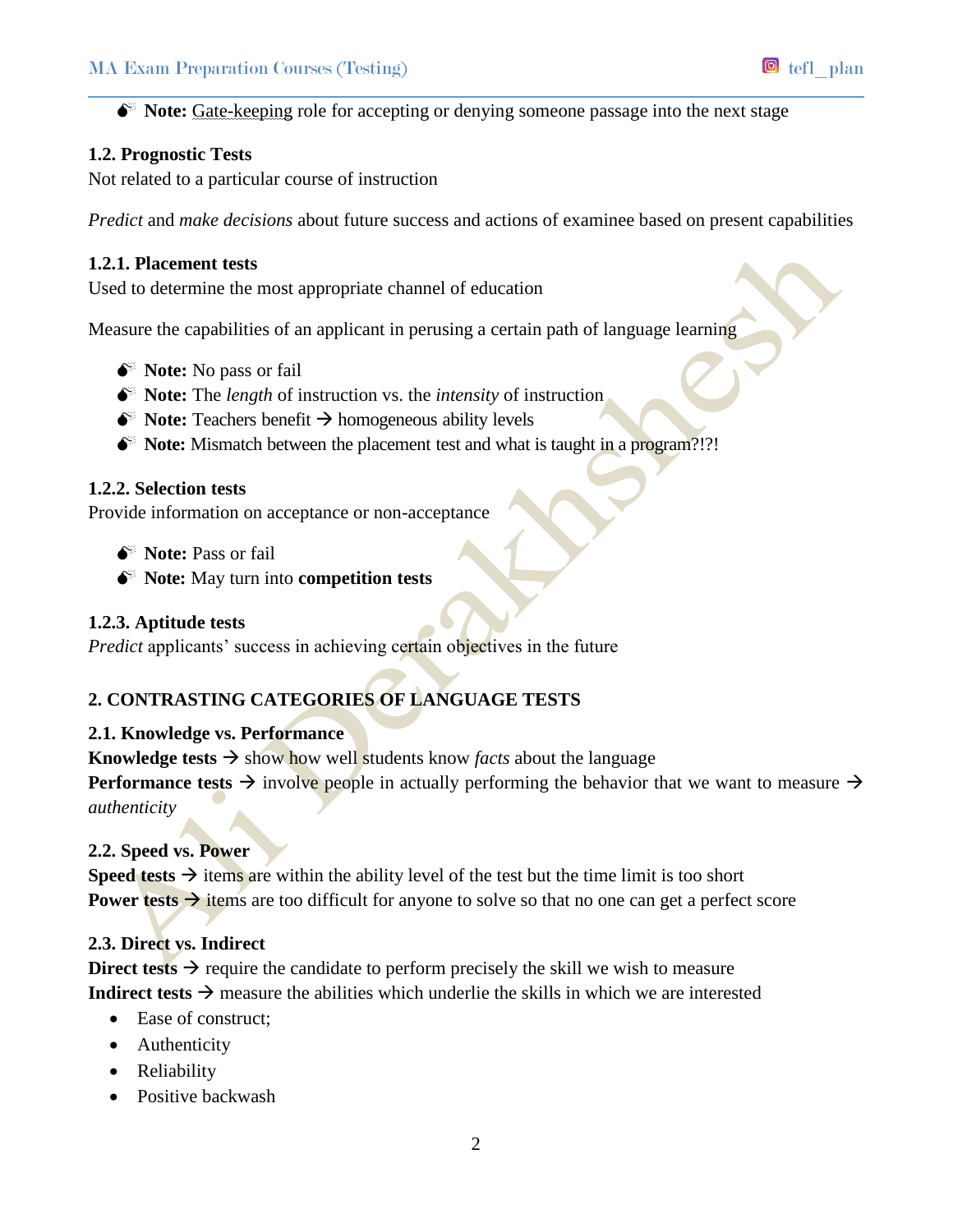- **Note:** Gate-keeping role for accepting or denying someone passage into the next stage

### 1.2. Prognostic Tests

Not related to a particular course of instruction

*Predict* and *make decisions* about future success and actions of examinee based on present capabilities

#### 1.2.1. Placement tests

Used to determine the most appropriate channel of education

Measure the capabilities of an applicant in perusing a certain path of language learning

- **Note:** No pass or fail
- **Note:** The *length* of instruction vs. the *intensity* of instruction
- **Note:** Teachers benefit → homogeneous ability levels
- **Note:** Mismatch between the placement test and what is taught in a program?!?!

#### 1.2.2. Selection tests

Provide information on acceptance or non-acceptance

- **Note:** Pass or fail
- **Note:** May turn into **competition tests**

#### 1.2.3. Aptitude tests

*Predict* applicants' success in achieving certain objectives in the future

## 2. CONTRASTING CATEGORIES OF LANGUAGE TESTS

### 2.1. Knowledge vs. Performance

**Knowledge tests** → show how well students know *facts* about the language
**Performance tests** → involve people in actually performing the behavior that we want to measure → *authenticity*

### 2.2. Speed vs. Power

**Speed tests** → items are within the ability level of the test but the time limit is too short
**Power tests** → items are too difficult for anyone to solve so that no one can get a perfect score

### 2.3. Direct vs. Indirect

**Direct tests** → require the candidate to perform precisely the skill we wish to measure
**Indirect tests** → measure the abilities which underlie the skills in which we are interested

- Ease of construct;
- Authenticity
- Reliability
- Positive backwash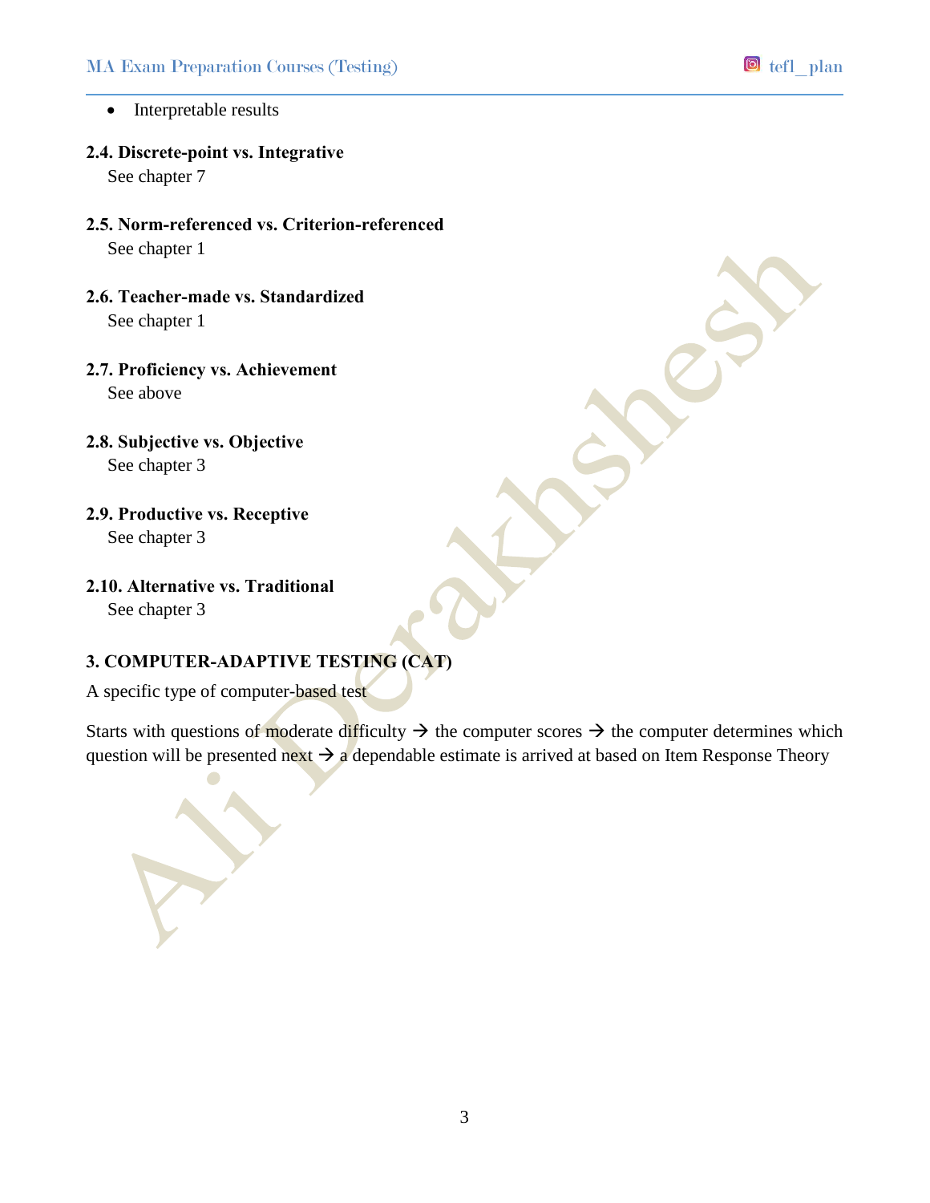- Interpretable results

**2.4. Discrete-point vs. Integrative**

See chapter 7

**2.5. Norm-referenced vs. Criterion-referenced**

See chapter 1

**2.6. Teacher-made vs. Standardized**

See chapter 1

**2.7. Proficiency vs. Achievement**

See above

**2.8. Subjective vs. Objective**

See chapter 3

**2.9. Productive vs. Receptive**

See chapter 3

**2.10. Alternative vs. Traditional**

See chapter 3

## 3. COMPUTER-ADAPTIVE TESTING (CAT)

A specific type of computer-based test

Starts with questions of moderate difficulty → the computer scores → the computer determines which question will be presented next → a dependable estimate is arrived at based on Item Response Theory